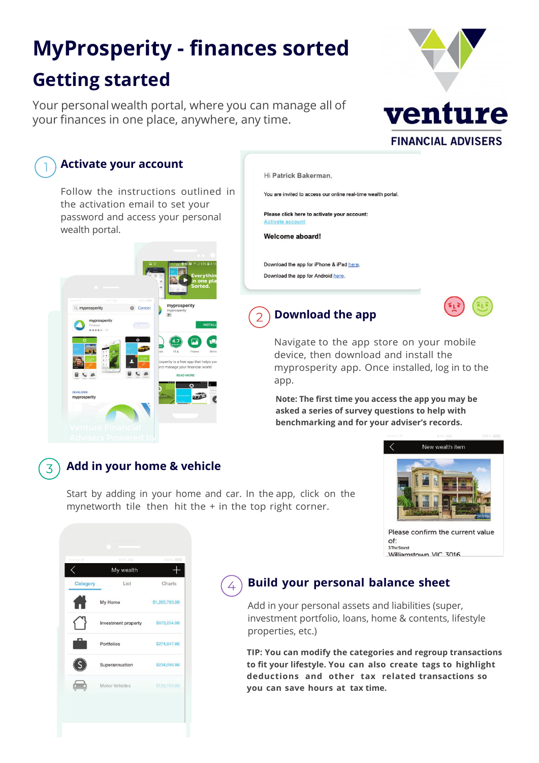# MyProsperity - finances sorted

## Getting started

Your personal wealth portal, where you can manage all of your finances in one place, anywhere, any time.

venture
FINANCIAL ADVISERS

### 1 Activate your account

Follow the instructions outlined in the activation email to set your password and access your personal wealth portal.

Hi Patrick Bakerman,

You are invited to access our online real-time wealth portal.

Please click here to activate your account:
Activate account

**Welcome aboard!**

Download the app for iPhone & iPad here.

Download the app for Android here.

### 2 Download the app

Navigate to the app store on your mobile device, then download and install the myprosperity app. Once installed, log in to the app.

**Note: The first time you access the app you may be asked a series of survey questions to help with benchmarking and for your adviser's records.**

### 3 Add in your home & vehicle

Start by adding in your home and car. In the app, click on the mynetworth tile then hit the + in the top right corner.

### 4 Build your personal balance sheet

Add in your personal assets and liabilities (super, investment portfolio, loans, home & contents, lifestyle properties, etc.)

**TIP: You can modify the categories and regroup transactions to fit your lifestyle. You can also create tags to highlight deductions and other tax related transactions so you can save hours at tax time.**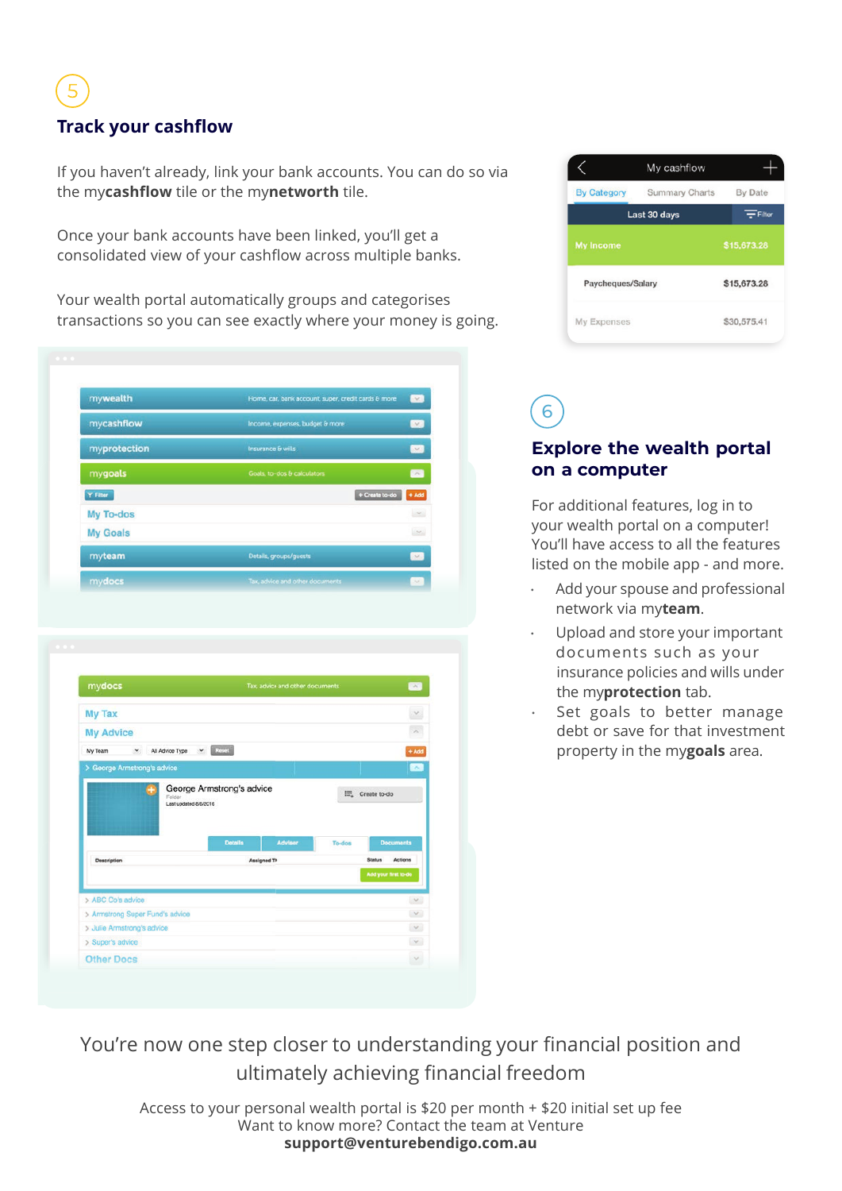5

## Track your cashflow

If you haven't already, link your bank accounts. You can do so via the my**cashflow** tile or the my**networth** tile.

Once your bank accounts have been linked, you'll get a consolidated view of your cashflow across multiple banks.

Your wealth portal automatically groups and categorises transactions so you can see exactly where your money is going.

6

## Explore the wealth portal on a computer

For additional features, log in to your wealth portal on a computer! You'll have access to all the features listed on the mobile app - and more.

- Add your spouse and professional network via my**team**.
- Upload and store your important documents such as your insurance policies and wills under the my**protection** tab.
- Set goals to better manage debt or save for that investment property in the my**goals** area.

You're now one step closer to understanding your financial position and ultimately achieving financial freedom

Access to your personal wealth portal is $20 per month + $20 initial set up fee
Want to know more? Contact the team at Venture
**support@venturebendigo.com.au**